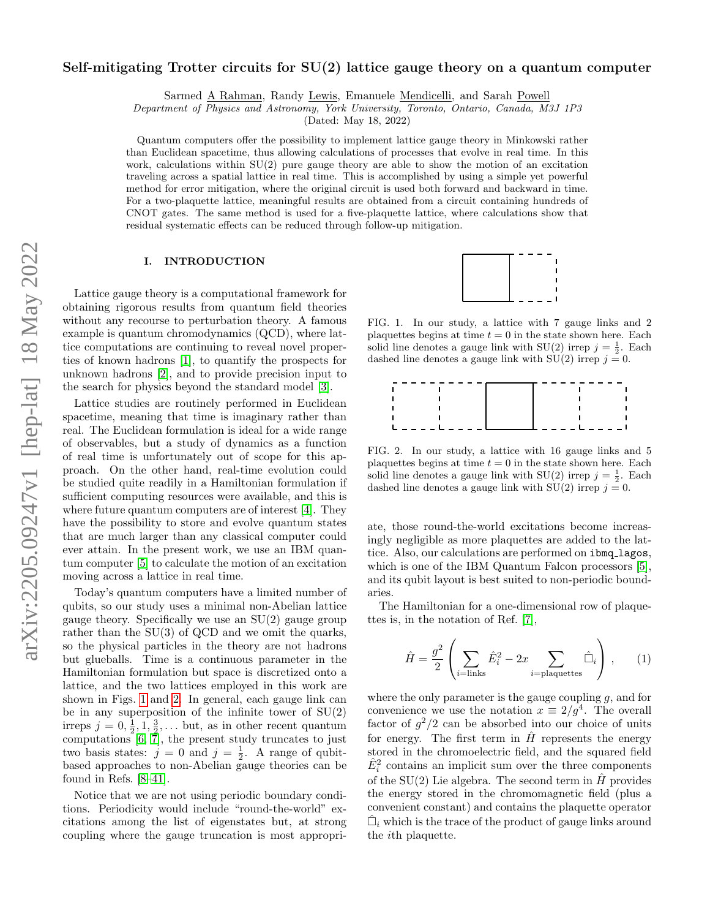# Self-mitigating Trotter circuits for SU(2) lattice gauge theory on a quantum computer

Sarmed A Rahman, Randy Lewis, Emanuele Mendicelli, and Sarah Powell

*Department of Physics and Astronomy, York University, Toronto, Ontario, Canada, M3J 1P3*

(Dated: May 18, 2022)

Quantum computers offer the possibility to implement lattice gauge theory in Minkowski rather than Euclidean spacetime, thus allowing calculations of processes that evolve in real time. In this work, calculations within SU(2) pure gauge theory are able to show the motion of an excitation traveling across a spatial lattice in real time. This is accomplished by using a simple yet powerful method for error mitigation, where the original circuit is used both forward and backward in time. For a two-plaquette lattice, meaningful results are obtained from a circuit containing hundreds of CNOT gates. The same method is used for a five-plaquette lattice, where calculations show that residual systematic effects can be reduced through follow-up mitigation.

## I. INTRODUCTION

Lattice gauge theory is a computational framework for obtaining rigorous results from quantum field theories without any recourse to perturbation theory. A famous example is quantum chromodynamics (QCD), where lattice computations are continuing to reveal novel properties of known hadrons [1], to quantify the prospects for unknown hadrons [2], and to provide precision input to the search for physics beyond the standard model [3].

Lattice studies are routinely performed in Euclidean spacetime, meaning that time is imaginary rather than real. The Euclidean formulation is ideal for a wide range of observables, but a study of dynamics as a function of real time is unfortunately out of scope for this approach. On the other hand, real-time evolution could be studied quite readily in a Hamiltonian formulation if sufficient computing resources were available, and this is where future quantum computers are of interest [4]. They have the possibility to store and evolve quantum states that are much larger than any classical computer could ever attain. In the present work, we use an IBM quantum computer [5] to calculate the motion of an excitation moving across a lattice in real time.

Today's quantum computers have a limited number of qubits, so our study uses a minimal non-Abelian lattice gauge theory. Specifically we use an SU(2) gauge group rather than the SU(3) of QCD and we omit the quarks, so the physical particles in the theory are not hadrons but glueballs. Time is a continuous parameter in the Hamiltonian formulation but space is discretized onto a lattice, and the two lattices employed in this work are shown in Figs. 1 and 2. In general, each gauge link can be in any superposition of the infinite tower of SU(2) irreps $j = 0, \frac{1}{2}, 1, \frac{3}{2}, \ldots$ but, as in other recent quantum computations [6, 7], the present study truncates to just two basis states: $j = 0$ and $j = \frac{1}{2}$. A range of qubit-based approaches to non-Abelian gauge theories can be found in Refs. [8–41].

Notice that we are not using periodic boundary conditions. Periodicity would include "round-the-world" excitations among the list of eigenstates but, at strong coupling where the gauge truncation is most appropriate, those round-the-world excitations become increasingly negligible as more plaquettes are added to the lattice. Also, our calculations are performed on ibmq_lagos, which is one of the IBM Quantum Falcon processors [5], and its qubit layout is best suited to non-periodic boundaries.

FIG. 1. In our study, a lattice with 7 gauge links and 2 plaquettes begins at time $t = 0$ in the state shown here. Each solid line denotes a gauge link with SU(2) irrep $j = \frac{1}{2}$. Each dashed line denotes a gauge link with SU(2) irrep $j = 0$.

FIG. 2. In our study, a lattice with 16 gauge links and 5 plaquettes begins at time $t = 0$ in the state shown here. Each solid line denotes a gauge link with SU(2) irrep $j = \frac{1}{2}$. Each dashed line denotes a gauge link with SU(2) irrep $j = 0$.

The Hamiltonian for a one-dimensional row of plaquettes is, in the notation of Ref. [7],

$$\hat{H} = \frac{g^2}{2} \left( \sum_{i=\text{links}} \hat{E}_i^2 - 2x \sum_{i=\text{plaquettes}} \hat{\square}_i \right), \qquad (1)$$

where the only parameter is the gauge coupling $g$, and for convenience we use the notation $x \equiv 2/g^4$. The overall factor of $g^2/2$ can be absorbed into our choice of units for energy. The first term in $\hat{H}$ represents the energy stored in the chromoelectric field, and the squared field $\hat{E}_i^2$ contains an implicit sum over the three components of the SU(2) Lie algebra. The second term in $\hat{H}$ provides the energy stored in the chromomagnetic field (plus a convenient constant) and contains the plaquette operator $\hat{\square}_i$ which is the trace of the product of gauge links around the $i$th plaquette.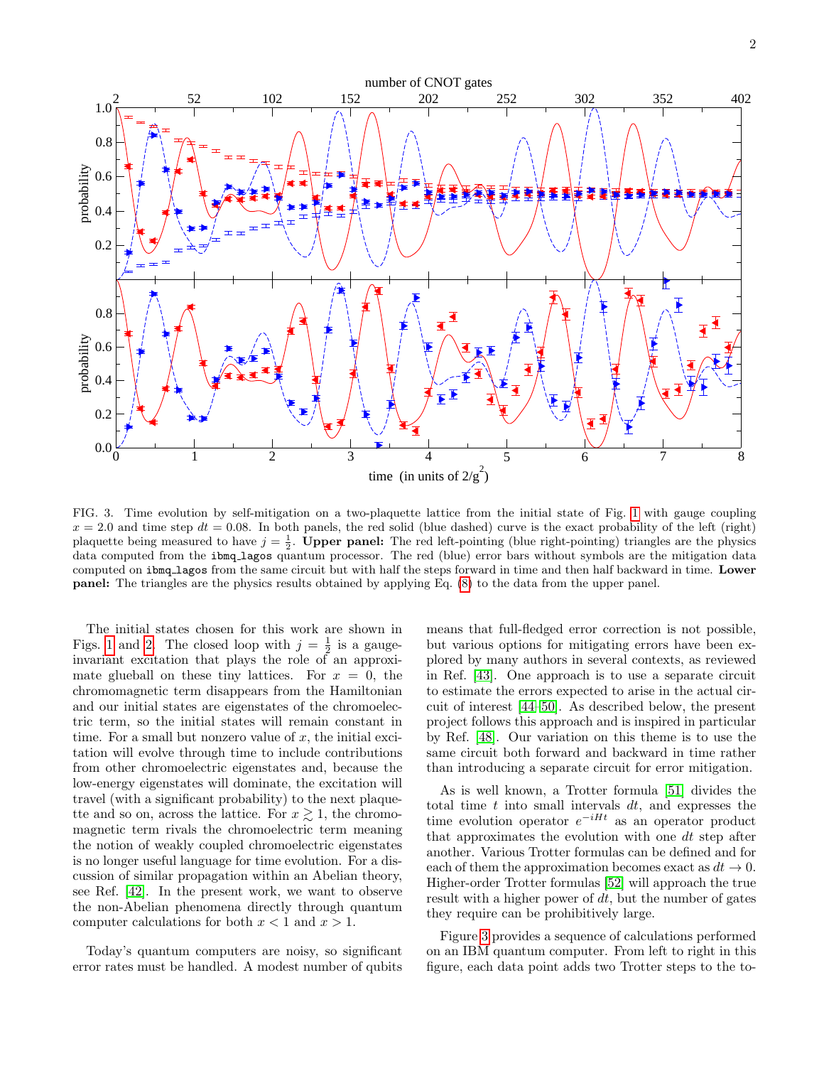FIG. 3. Time evolution by self-mitigation on a two-plaquette lattice from the initial state of Fig. 1 with gauge coupling $x = 2.0$ and time step $dt = 0.08$. In both panels, the red solid (blue dashed) curve is the exact probability of the left (right) plaquette being measured to have $j = \frac{1}{2}$. **Upper panel:** The red left-pointing (blue right-pointing) triangles are the physics data computed from the `ibmq_lagos` quantum processor. The red (blue) error bars without symbols are the mitigation data computed on `ibmq_lagos` from the same circuit but with half the steps forward in time and then half backward in time. **Lower panel:** The triangles are the physics results obtained by applying Eq. (8) to the data from the upper panel.

The initial states chosen for this work are shown in Figs. 1 and 2. The closed loop with $j = \frac{1}{2}$ is a gauge-invariant excitation that plays the role of an approximate glueball on these tiny lattices. For $x = 0$, the chromomagnetic term disappears from the Hamiltonian and our initial states are eigenstates of the chromoelectric term, so the initial states will remain constant in time. For a small but nonzero value of $x$, the initial excitation will evolve through time to include contributions from other chromoelectric eigenstates and, because the low-energy eigenstates will dominate, the excitation will travel (with a significant probability) to the next plaquette and so on, across the lattice. For $x \gtrsim 1$, the chromomagnetic term rivals the chromoelectric term meaning the notion of weakly coupled chromoelectric eigenstates is no longer useful language for time evolution. For a discussion of similar propagation within an Abelian theory, see Ref. [42]. In the present work, we want to observe the non-Abelian phenomena directly through quantum computer calculations for both $x < 1$ and $x > 1$.

Today's quantum computers are noisy, so significant error rates must be handled. A modest number of qubits means that full-fledged error correction is not possible, but various options for mitigating errors have been explored by many authors in several contexts, as reviewed in Ref. [43]. One approach is to use a separate circuit to estimate the errors expected to arise in the actual circuit of interest [44–50]. As described below, the present project follows this approach and is inspired in particular by Ref. [48]. Our variation on this theme is to use the same circuit both forward and backward in time rather than introducing a separate circuit for error mitigation.

As is well known, a Trotter formula [51] divides the total time $t$ into small intervals $dt$, and expresses the time evolution operator $e^{-iHt}$ as an operator product that approximates the evolution with one $dt$ step after another. Various Trotter formulas can be defined and for each of them the approximation becomes exact as $dt \to 0$. Higher-order Trotter formulas [52] will approach the true result with a higher power of $dt$, but the number of gates they require can be prohibitively large.

Figure 3 provides a sequence of calculations performed on an IBM quantum computer. From left to right in this figure, each data point adds two Trotter steps to the to-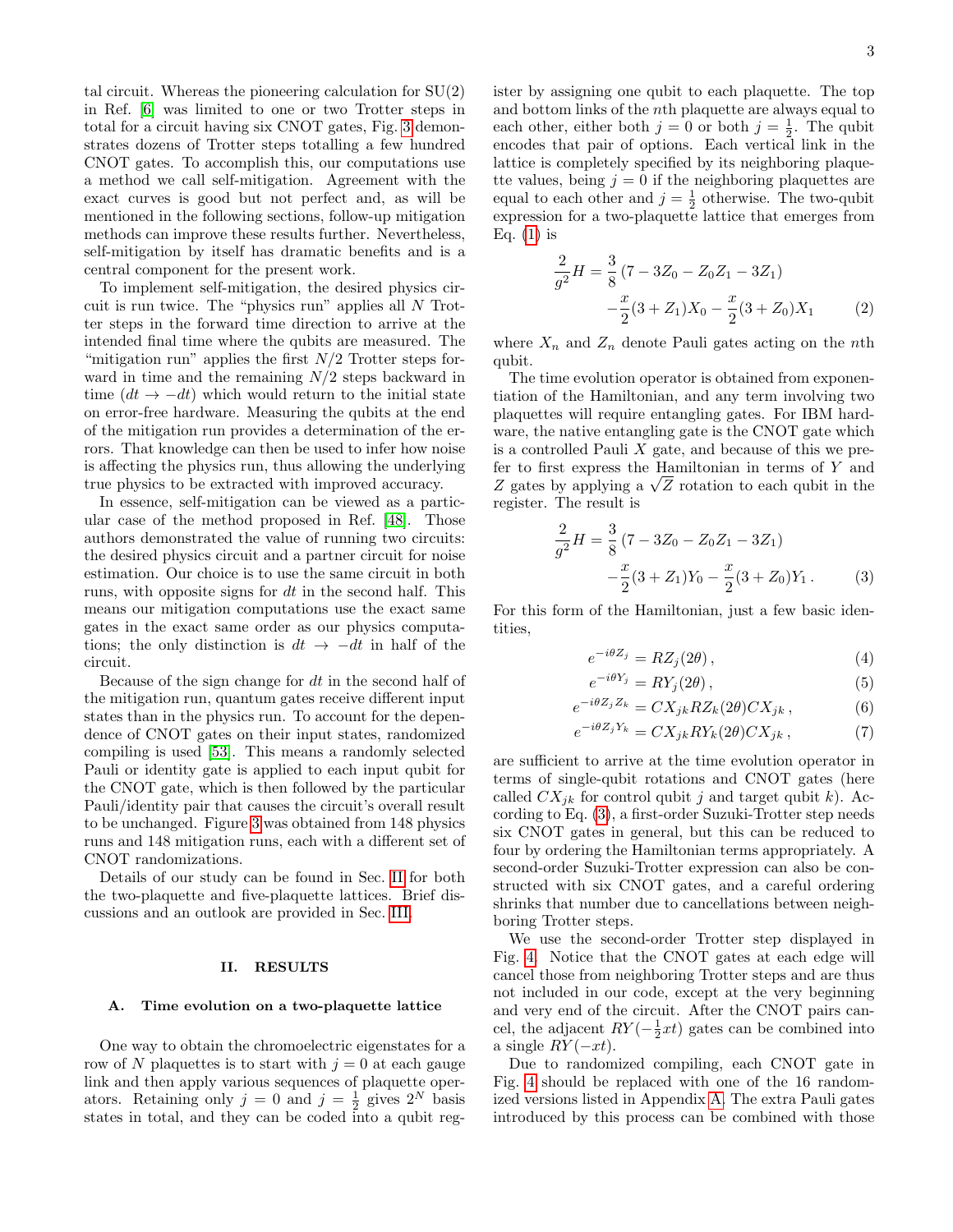tal circuit. Whereas the pioneering calculation for SU(2) in Ref. [6] was limited to one or two Trotter steps in total for a circuit having six CNOT gates, Fig. 3 demonstrates dozens of Trotter steps totalling a few hundred CNOT gates. To accomplish this, our computations use a method we call self-mitigation. Agreement with the exact curves is good but not perfect and, as will be mentioned in the following sections, follow-up mitigation methods can improve these results further. Nevertheless, self-mitigation by itself has dramatic benefits and is a central component for the present work.

To implement self-mitigation, the desired physics circuit is run twice. The "physics run" applies all $N$ Trotter steps in the forward time direction to arrive at the intended final time where the qubits are measured. The "mitigation run" applies the first $N/2$ Trotter steps forward in time and the remaining $N/2$ steps backward in time ($dt \to -dt$) which would return to the initial state on error-free hardware. Measuring the qubits at the end of the mitigation run provides a determination of the errors. That knowledge can then be used to infer how noise is affecting the physics run, thus allowing the underlying true physics to be extracted with improved accuracy.

In essence, self-mitigation can be viewed as a particular case of the method proposed in Ref. [48]. Those authors demonstrated the value of running two circuits: the desired physics circuit and a partner circuit for noise estimation. Our choice is to use the same circuit in both runs, with opposite signs for $dt$ in the second half. This means our mitigation computations use the exact same gates in the exact same order as our physics computations; the only distinction is $dt \to -dt$ in half of the circuit.

Because of the sign change for $dt$ in the second half of the mitigation run, quantum gates receive different input states than in the physics run. To account for the dependence of CNOT gates on their input states, randomized compiling is used [53]. This means a randomly selected Pauli or identity gate is applied to each input qubit for the CNOT gate, which is then followed by the particular Pauli/identity pair that causes the circuit's overall result to be unchanged. Figure 3 was obtained from 148 physics runs and 148 mitigation runs, each with a different set of CNOT randomizations.

Details of our study can be found in Sec. II for both the two-plaquette and five-plaquette lattices. Brief discussions and an outlook are provided in Sec. III.

## II. RESULTS

### A. Time evolution on a two-plaquette lattice

One way to obtain the chromoelectric eigenstates for a row of $N$ plaquettes is to start with $j = 0$ at each gauge link and then apply various sequences of plaquette operators. Retaining only $j = 0$ and $j = \frac{1}{2}$ gives $2^N$ basis states in total, and they can be coded into a qubit register by assigning one qubit to each plaquette. The top and bottom links of the $n$th plaquette are always equal to each other, either both $j = 0$ or both $j = \frac{1}{2}$. The qubit encodes that pair of options. Each vertical link in the lattice is completely specified by its neighboring plaquette values, being $j = 0$ if the neighboring plaquettes are equal to each other and $j = \frac{1}{2}$ otherwise. The two-qubit expression for a two-plaquette lattice that emerges from Eq. (1) is

$$
\begin{aligned}
\frac{2}{g^2}H = {} & \frac{3}{8}\left(7 - 3Z_0 - Z_0 Z_1 - 3Z_1\right) \\
& -\frac{x}{2}(3 + Z_1)X_0 - \frac{x}{2}(3 + Z_0)X_1 
\end{aligned}
\tag{2}
$$

where $X_n$ and $Z_n$ denote Pauli gates acting on the $n$th qubit.

The time evolution operator is obtained from exponentiation of the Hamiltonian, and any term involving two plaquettes will require entangling gates. For IBM hardware, the native entangling gate is the CNOT gate which is a controlled Pauli $X$ gate, and because of this we prefer to first express the Hamiltonian in terms of $Y$ and $Z$ gates by applying a $\sqrt{Z}$ rotation to each qubit in the register. The result is

$$
\begin{aligned}
\frac{2}{g^2}H = {} & \frac{3}{8}\left(7 - 3Z_0 - Z_0 Z_1 - 3Z_1\right) \\
& -\frac{x}{2}(3 + Z_1)Y_0 - \frac{x}{2}(3 + Z_0)Y_1 \, .
\end{aligned}
\tag{3}
$$

For this form of the Hamiltonian, just a few basic identities,

$$
e^{-i\theta Z_j} = RZ_j(2\theta)\,, \tag{4}
$$

$$
e^{-i\theta Y_j} = RY_j(2\theta)\,, \tag{5}
$$

$$
e^{-i\theta Z_j Z_k} = CX_{jk} RZ_k(2\theta) CX_{jk}\,, \tag{6}
$$

$$
e^{-i\theta Z_j Y_k} = CX_{jk} RY_k(2\theta) CX_{jk}\,, \tag{7}
$$

are sufficient to arrive at the time evolution operator in terms of single-qubit rotations and CNOT gates (here called $CX_{jk}$ for control qubit $j$ and target qubit $k$). According to Eq. (3), a first-order Suzuki-Trotter step needs six CNOT gates in general, but this can be reduced to four by ordering the Hamiltonian terms appropriately. A second-order Suzuki-Trotter expression can also be constructed with six CNOT gates, and a careful ordering shrinks that number due to cancellations between neighboring Trotter steps.

We use the second-order Trotter step displayed in Fig. 4. Notice that the CNOT gates at each edge will cancel those from neighboring Trotter steps and are thus not included in our code, except at the very beginning and very end of the circuit. After the CNOT pairs cancel, the adjacent $RY(-\frac{1}{2}xt)$ gates can be combined into a single $RY(-xt)$.

Due to randomized compiling, each CNOT gate in Fig. 4 should be replaced with one of the 16 randomized versions listed in Appendix A. The extra Pauli gates introduced by this process can be combined with those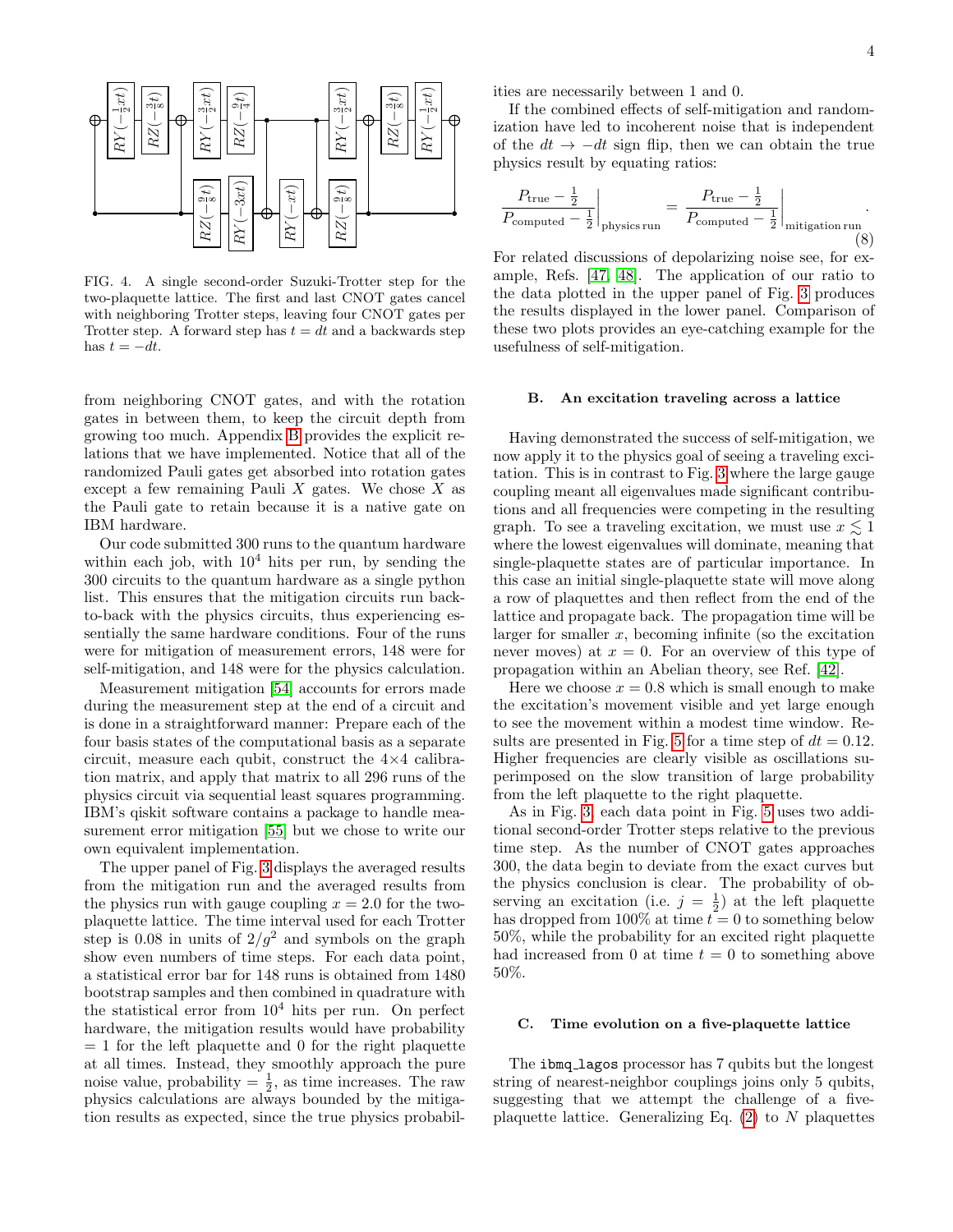FIG. 4. A single second-order Suzuki-Trotter step for the two-plaquette lattice. The first and last CNOT gates cancel with neighboring Trotter steps, leaving four CNOT gates per Trotter step. A forward step has $t = dt$ and a backwards step has $t = -dt$.

from neighboring CNOT gates, and with the rotation gates in between them, to keep the circuit depth from growing too much. Appendix B provides the explicit relations that we have implemented. Notice that all of the randomized Pauli gates get absorbed into rotation gates except a few remaining Pauli $X$ gates. We chose $X$ as the Pauli gate to retain because it is a native gate on IBM hardware.

Our code submitted 300 runs to the quantum hardware within each job, with $10^4$ hits per run, by sending the 300 circuits to the quantum hardware as a single python list. This ensures that the mitigation circuits run back-to-back with the physics circuits, thus experiencing essentially the same hardware conditions. Four of the runs were for mitigation of measurement errors, 148 were for self-mitigation, and 148 were for the physics calculation.

Measurement mitigation [54] accounts for errors made during the measurement step at the end of a circuit and is done in a straightforward manner: Prepare each of the four basis states of the computational basis as a separate circuit, measure each qubit, construct the 4×4 calibration matrix, and apply that matrix to all 296 runs of the physics circuit via sequential least squares programming. IBM's qiskit software contains a package to handle measurement error mitigation [55] but we chose to write our own equivalent implementation.

The upper panel of Fig. 3 displays the averaged results from the mitigation run and the averaged results from the physics run with gauge coupling $x = 2.0$ for the two-plaquette lattice. The time interval used for each Trotter step is 0.08 in units of $2/g^2$ and symbols on the graph show even numbers of time steps. For each data point, a statistical error bar for 148 runs is obtained from 1480 bootstrap samples and then combined in quadrature with the statistical error from $10^4$ hits per run. On perfect hardware, the mitigation results would have probability = 1 for the left plaquette and 0 for the right plaquette at all times. Instead, they smoothly approach the pure noise value, probability = $\frac{1}{2}$, as time increases. The raw physics calculations are always bounded by the mitigation results as expected, since the true physics probabilities are necessarily between 1 and 0.

If the combined effects of self-mitigation and randomization have led to incoherent noise that is independent of the $dt \to -dt$ sign flip, then we can obtain the true physics result by equating ratios:

$$\left.\frac{P_{\rm true} - \frac{1}{2}}{P_{\rm computed} - \frac{1}{2}}\right|_{\rm physics\,run} = \left.\frac{P_{\rm true} - \frac{1}{2}}{P_{\rm computed} - \frac{1}{2}}\right|_{\rm mitigation\,run}. \tag{8}$$

For related discussions of depolarizing noise see, for example, Refs. [47, 48]. The application of our ratio to the data plotted in the upper panel of Fig. 3 produces the results displayed in the lower panel. Comparison of these two plots provides an eye-catching example for the usefulness of self-mitigation.

### B. An excitation traveling across a lattice

Having demonstrated the success of self-mitigation, we now apply it to the physics goal of seeing a traveling excitation. This is in contrast to Fig. 3 where the large gauge coupling meant all eigenvalues made significant contributions and all frequencies were competing in the resulting graph. To see a traveling excitation, we must use $x \lesssim 1$ where the lowest eigenvalues will dominate, meaning that single-plaquette states are of particular importance. In this case an initial single-plaquette state will move along a row of plaquettes and then reflect from the end of the lattice and propagate back. The propagation time will be larger for smaller $x$, becoming infinite (so the excitation never moves) at $x = 0$. For an overview of this type of propagation within an Abelian theory, see Ref. [42].

Here we choose $x = 0.8$ which is small enough to make the excitation's movement visible and yet large enough to see the movement within a modest time window. Results are presented in Fig. 5 for a time step of $dt = 0.12$. Higher frequencies are clearly visible as oscillations superimposed on the slow transition of large probability from the left plaquette to the right plaquette.

As in Fig. 3, each data point in Fig. 5 uses two additional second-order Trotter steps relative to the previous time step. As the number of CNOT gates approaches 300, the data begin to deviate from the exact curves but the physics conclusion is clear. The probability of observing an excitation (i.e. $j = \frac{1}{2}$) at the left plaquette has dropped from 100% at time $t = 0$ to something below 50%, while the probability for an excited right plaquette had increased from 0 at time $t = 0$ to something above 50%.

### C. Time evolution on a five-plaquette lattice

The ibmq_lagos processor has 7 qubits but the longest string of nearest-neighbor couplings joins only 5 qubits, suggesting that we attempt the challenge of a five-plaquette lattice. Generalizing Eq. (2) to $N$ plaquettes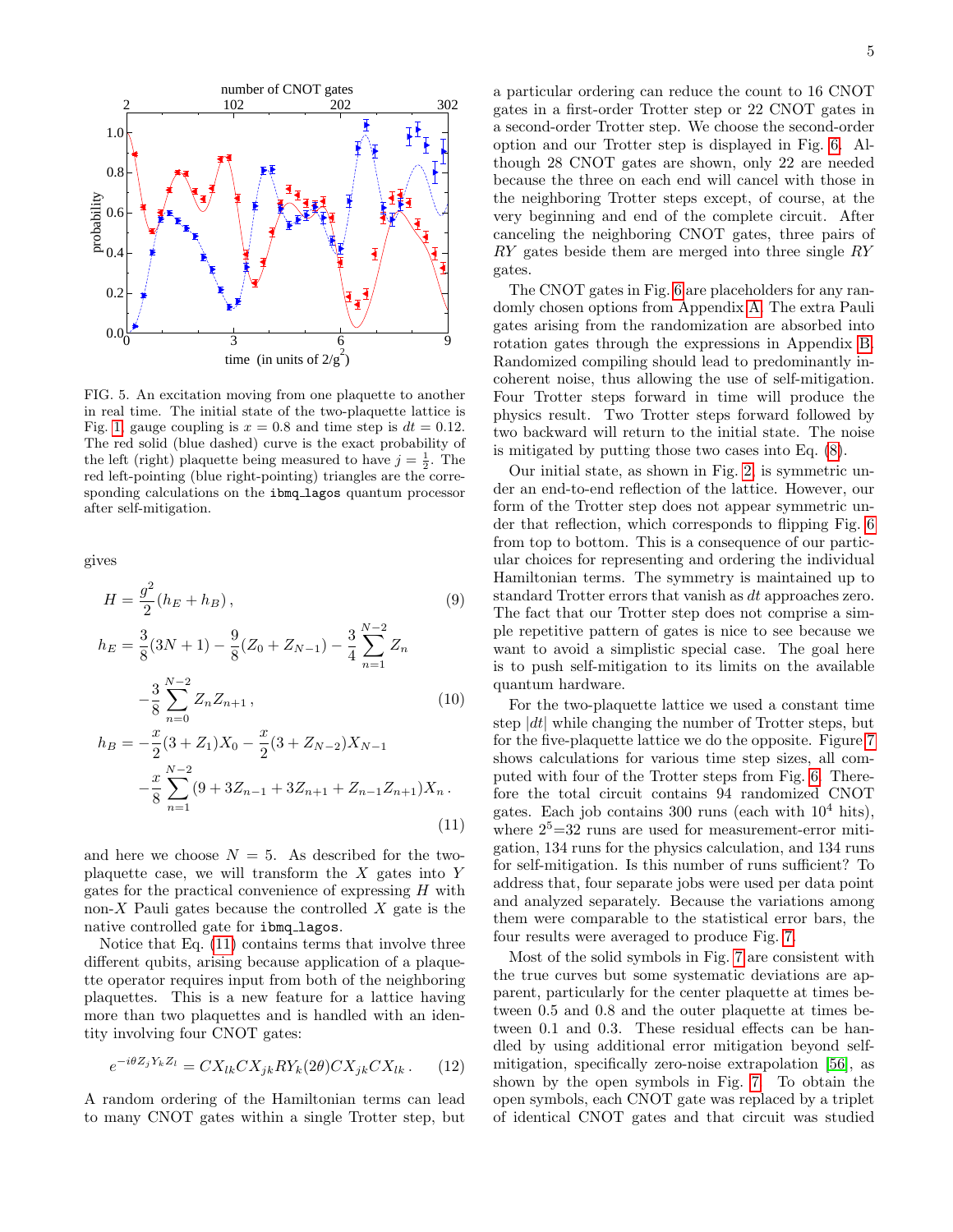FIG. 5. An excitation moving from one plaquette to another in real time. The initial state of the two-plaquette lattice is Fig. 1, gauge coupling is $x = 0.8$ and time step is $dt = 0.12$. The red solid (blue dashed) curve is the exact probability of the left (right) plaquette being measured to have $j = \frac{1}{2}$. The red left-pointing (blue right-pointing) triangles are the corresponding calculations on the ibmq_lagos quantum processor after self-mitigation.

gives

$$H = \frac{g^2}{2}(h_E + h_B)\,, \tag{9}$$

$$h_E = \frac{3}{8}(3N+1) - \frac{9}{8}(Z_0 + Z_{N-1}) - \frac{3}{4}\sum_{n=1}^{N-2} Z_n - \frac{3}{8}\sum_{n=0}^{N-2} Z_n Z_{n+1}\,, \tag{10}$$

$$h_B = -\frac{x}{2}(3+Z_1)X_0 - \frac{x}{2}(3+Z_{N-2})X_{N-1} - \frac{x}{8}\sum_{n=1}^{N-2}(9 + 3Z_{n-1} + 3Z_{n+1} + Z_{n-1}Z_{n+1})X_n\,. \tag{11}$$

and here we choose $N = 5$. As described for the two-plaquette case, we will transform the $X$ gates into $Y$ gates for the practical convenience of expressing $H$ with non-$X$ Pauli gates because the controlled $X$ gate is the native controlled gate for ibmq_lagos.

Notice that Eq. (11) contains terms that involve three different qubits, arising because application of a plaquette operator requires input from both of the neighboring plaquettes. This is a new feature for a lattice having more than two plaquettes and is handled with an identity involving four CNOT gates:

$$e^{-i\theta Z_j Y_k Z_l} = CX_{lk}CX_{jk}RY_k(2\theta)CX_{jk}CX_{lk}\,. \tag{12}$$

A random ordering of the Hamiltonian terms can lead to many CNOT gates within a single Trotter step, but a particular ordering can reduce the count to 16 CNOT gates in a first-order Trotter step or 22 CNOT gates in a second-order Trotter step. We choose the second-order option and our Trotter step is displayed in Fig. 6. Although 28 CNOT gates are shown, only 22 are needed because the three on each end will cancel with those in the neighboring Trotter steps except, of course, at the very beginning and end of the complete circuit. After canceling the neighboring CNOT gates, three pairs of $RY$ gates beside them are merged into three single $RY$ gates.

The CNOT gates in Fig. 6 are placeholders for any randomly chosen options from Appendix A. The extra Pauli gates arising from the randomization are absorbed into rotation gates through the expressions in Appendix B. Randomized compiling should lead to predominantly incoherent noise, thus allowing the use of self-mitigation. Four Trotter steps forward in time will produce the physics result. Two Trotter steps forward followed by two backward will return to the initial state. The noise is mitigated by putting those two cases into Eq. (8).

Our initial state, as shown in Fig. 2, is symmetric under an end-to-end reflection of the lattice. However, our form of the Trotter step does not appear symmetric under that reflection, which corresponds to flipping Fig. 6 from top to bottom. This is a consequence of our particular choices for representing and ordering the individual Hamiltonian terms. The symmetry is maintained up to standard Trotter errors that vanish as $dt$ approaches zero. The fact that our Trotter step does not comprise a simple repetitive pattern of gates is nice to see because we want to avoid a simplistic special case. The goal here is to push self-mitigation to its limits on the available quantum hardware.

For the two-plaquette lattice we used a constant time step $|dt|$ while changing the number of Trotter steps, but for the five-plaquette lattice we do the opposite. Figure 7 shows calculations for various time step sizes, all computed with four of the Trotter steps from Fig. 6. Therefore the total circuit contains 94 randomized CNOT gates. Each job contains 300 runs (each with $10^4$ hits), where $2^5$=32 runs are used for measurement-error mitigation, 134 runs for the physics calculation, and 134 runs for self-mitigation. Is this number of runs sufficient? To address that, four separate jobs were used per data point and analyzed separately. Because the variations among them were comparable to the statistical error bars, the four results were averaged to produce Fig. 7.

Most of the solid symbols in Fig. 7 are consistent with the true curves but some systematic deviations are apparent, particularly for the center plaquette at times between 0.5 and 0.8 and the outer plaquette at times between 0.1 and 0.3. These residual effects can be handled by using additional error mitigation beyond self-mitigation, specifically zero-noise extrapolation [56], as shown by the open symbols in Fig. 7. To obtain the open symbols, each CNOT gate was replaced by a triplet of identical CNOT gates and that circuit was studied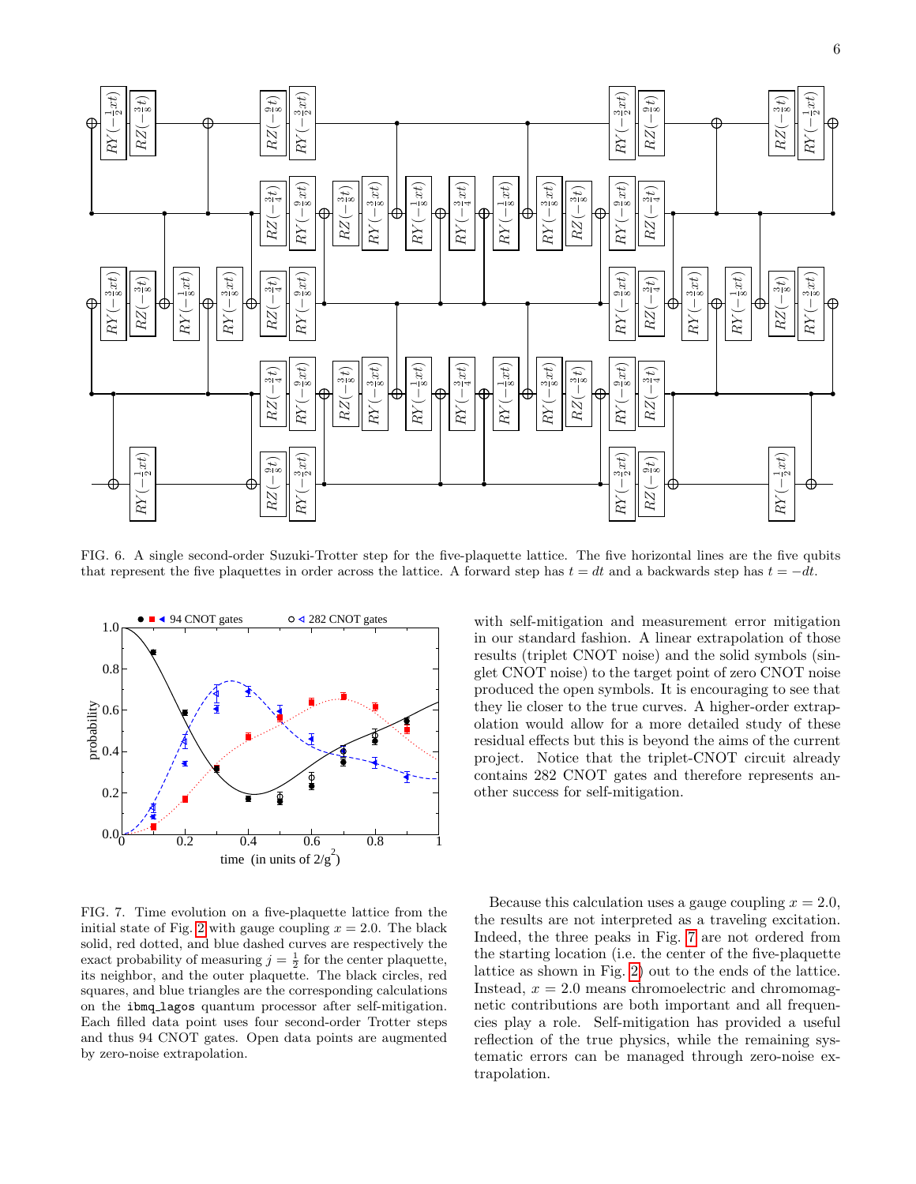FIG. 6. A single second-order Suzuki-Trotter step for the five-plaquette lattice. The five horizontal lines are the five qubits that represent the five plaquettes in order across the lattice. A forward step has $t = dt$ and a backwards step has $t = -dt$.

FIG. 7. Time evolution on a five-plaquette lattice from the initial state of Fig. 2 with gauge coupling $x = 2.0$. The black solid, red dotted, and blue dashed curves are respectively the exact probability of measuring $j = \frac{1}{2}$ for the center plaquette, its neighbor, and the outer plaquette. The black circles, red squares, and blue triangles are the corresponding calculations on the `ibmq_lagos` quantum processor after self-mitigation. Each filled data point uses four second-order Trotter steps and thus 94 CNOT gates. Open data points are augmented by zero-noise extrapolation.

with self-mitigation and measurement error mitigation in our standard fashion. A linear extrapolation of those results (triplet CNOT noise) and the solid symbols (singlet CNOT noise) to the target point of zero CNOT noise produced the open symbols. It is encouraging to see that they lie closer to the true curves. A higher-order extrapolation would allow for a more detailed study of these residual effects but this is beyond the aims of the current project. Notice that the triplet-CNOT circuit already contains 282 CNOT gates and therefore represents another success for self-mitigation.

Because this calculation uses a gauge coupling $x = 2.0$, the results are not interpreted as a traveling excitation. Indeed, the three peaks in Fig. 7 are not ordered from the starting location (i.e. the center of the five-plaquette lattice as shown in Fig. 2) out to the ends of the lattice. Instead, $x = 2.0$ means chromoelectric and chromomagnetic contributions are both important and all frequencies play a role. Self-mitigation has provided a useful reflection of the true physics, while the remaining systematic errors can be managed through zero-noise extrapolation.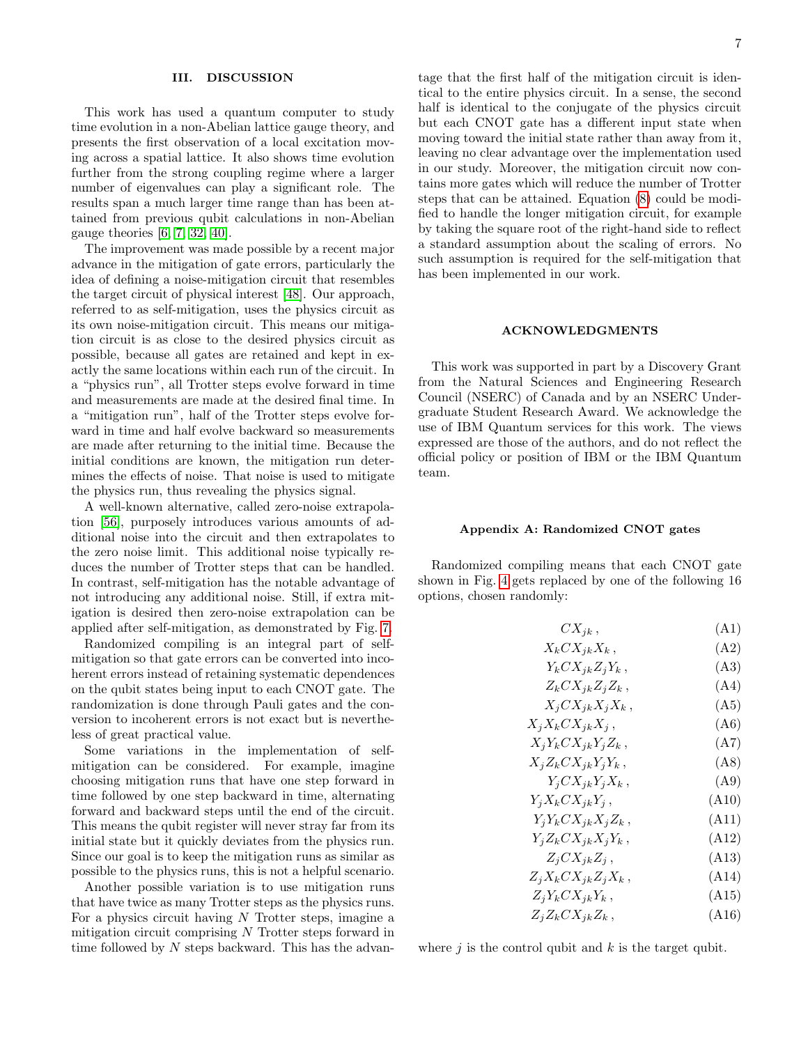## III. DISCUSSION

This work has used a quantum computer to study time evolution in a non-Abelian lattice gauge theory, and presents the first observation of a local excitation moving across a spatial lattice. It also shows time evolution further from the strong coupling regime where a larger number of eigenvalues can play a significant role. The results span a much larger time range than has been attained from previous qubit calculations in non-Abelian gauge theories [6, 7, 32, 40].

The improvement was made possible by a recent major advance in the mitigation of gate errors, particularly the idea of defining a noise-mitigation circuit that resembles the target circuit of physical interest [48]. Our approach, referred to as self-mitigation, uses the physics circuit as its own noise-mitigation circuit. This means our mitigation circuit is as close to the desired physics circuit as possible, because all gates are retained and kept in exactly the same locations within each run of the circuit. In a "physics run", all Trotter steps evolve forward in time and measurements are made at the desired final time. In a "mitigation run", half of the Trotter steps evolve forward in time and half evolve backward so measurements are made after returning to the initial time. Because the initial conditions are known, the mitigation run determines the effects of noise. That noise is used to mitigate the physics run, thus revealing the physics signal.

A well-known alternative, called zero-noise extrapolation [56], purposely introduces various amounts of additional noise into the circuit and then extrapolates to the zero noise limit. This additional noise typically reduces the number of Trotter steps that can be handled. In contrast, self-mitigation has the notable advantage of not introducing any additional noise. Still, if extra mitigation is desired then zero-noise extrapolation can be applied after self-mitigation, as demonstrated by Fig. 7.

Randomized compiling is an integral part of self-mitigation so that gate errors can be converted into incoherent errors instead of retaining systematic dependences on the qubit states being input to each CNOT gate. The randomization is done through Pauli gates and the conversion to incoherent errors is not exact but is nevertheless of great practical value.

Some variations in the implementation of self-mitigation can be considered. For example, imagine choosing mitigation runs that have one step forward in time followed by one step backward in time, alternating forward and backward steps until the end of the circuit. This means the qubit register will never stray far from its initial state but it quickly deviates from the physics run. Since our goal is to keep the mitigation runs as similar as possible to the physics runs, this is not a helpful scenario.

Another possible variation is to use mitigation runs that have twice as many Trotter steps as the physics runs. For a physics circuit having $N$ Trotter steps, imagine a mitigation circuit comprising $N$ Trotter steps forward in time followed by $N$ steps backward. This has the advantage that the first half of the mitigation circuit is identical to the entire physics circuit. In a sense, the second half is identical to the conjugate of the physics circuit but each CNOT gate has a different input state when moving toward the initial state rather than away from it, leaving no clear advantage over the implementation used in our study. Moreover, the mitigation circuit now contains more gates which will reduce the number of Trotter steps that can be attained. Equation (8) could be modified to handle the longer mitigation circuit, for example by taking the square root of the right-hand side to reflect a standard assumption about the scaling of errors. No such assumption is required for the self-mitigation that has been implemented in our work.

## ACKNOWLEDGMENTS

This work was supported in part by a Discovery Grant from the Natural Sciences and Engineering Research Council (NSERC) of Canada and by an NSERC Undergraduate Student Research Award. We acknowledge the use of IBM Quantum services for this work. The views expressed are those of the authors, and do not reflect the official policy or position of IBM or the IBM Quantum team.

### Appendix A: Randomized CNOT gates

Randomized compiling means that each CNOT gate shown in Fig. 4 gets replaced by one of the following 16 options, chosen randomly:

$$CX_{jk}\,, \tag{A1}$$
$$X_k CX_{jk} X_k\,, \tag{A2}$$
$$Y_k CX_{jk} Z_j Y_k\,, \tag{A3}$$
$$Z_k CX_{jk} Z_j Z_k\,, \tag{A4}$$
$$X_j CX_{jk} X_j X_k\,, \tag{A5}$$
$$X_j X_k CX_{jk} X_j\,, \tag{A6}$$
$$X_j Y_k CX_{jk} Y_j Z_k\,, \tag{A7}$$
$$X_j Z_k CX_{jk} Y_j Y_k\,, \tag{A8}$$
$$Y_j CX_{jk} Y_j X_k\,, \tag{A9}$$
$$Y_j X_k CX_{jk} Y_j\,, \tag{A10}$$
$$Y_j Y_k CX_{jk} X_j Z_k\,, \tag{A11}$$
$$Y_j Z_k CX_{jk} X_j Y_k\,, \tag{A12}$$
$$Z_j CX_{jk} Z_j\,, \tag{A13}$$
$$Z_j X_k CX_{jk} Z_j X_k\,, \tag{A14}$$
$$Z_j Y_k CX_{jk} Y_k\,, \tag{A15}$$
$$Z_j Z_k CX_{jk} Z_k\,, \tag{A16}$$

where $j$ is the control qubit and $k$ is the target qubit.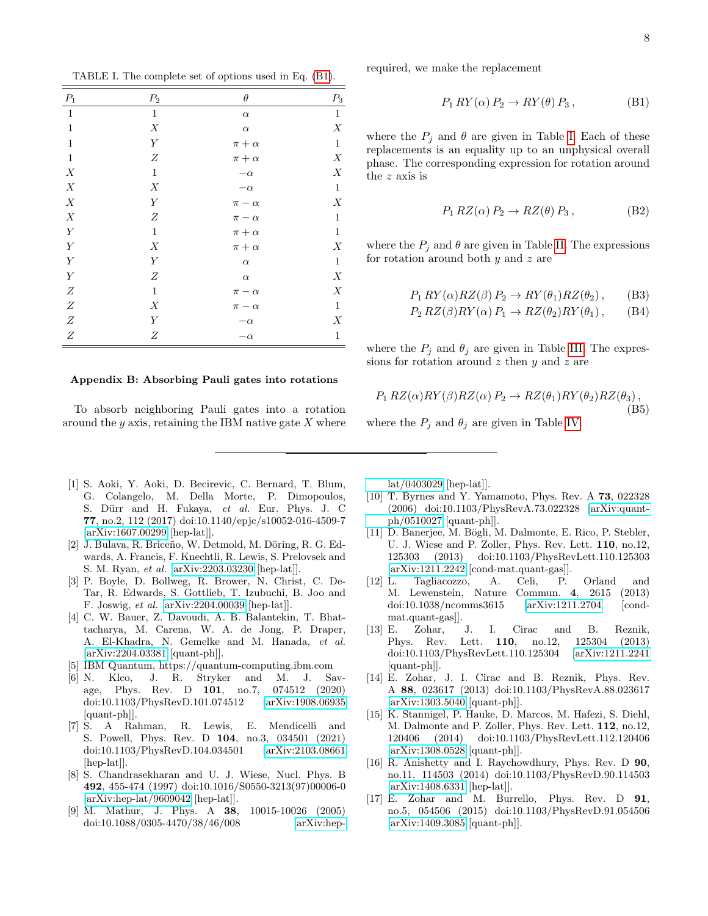TABLE I. The complete set of options used in Eq. (B1).

| $P_1$ | $P_2$ | $\theta$ | $P_3$ |
|---|---|---|---|
| 1 | 1 | $\alpha$ | 1 |
| 1 | $X$ | $\alpha$ | $X$ |
| 1 | $Y$ | $\pi+\alpha$ | 1 |
| 1 | $Z$ | $\pi+\alpha$ | $X$ |
| $X$ | 1 | $-\alpha$ | $X$ |
| $X$ | $X$ | $-\alpha$ | 1 |
| $X$ | $Y$ | $\pi-\alpha$ | $X$ |
| $X$ | $Z$ | $\pi-\alpha$ | 1 |
| $Y$ | 1 | $\pi+\alpha$ | 1 |
| $Y$ | $X$ | $\pi+\alpha$ | $X$ |
| $Y$ | $Y$ | $\alpha$ | 1 |
| $Y$ | $Z$ | $\alpha$ | $X$ |
| $Z$ | 1 | $\pi-\alpha$ | $X$ |
| $Z$ | $X$ | $\pi-\alpha$ | 1 |
| $Z$ | $Y$ | $-\alpha$ | $X$ |
| $Z$ | $Z$ | $-\alpha$ | 1 |

## Appendix B: Absorbing Pauli gates into rotations

To absorb neighboring Pauli gates into a rotation around the $y$ axis, retaining the IBM native gate $X$ where required, we make the replacement

$$P_1\, RY(\alpha)\, P_2 \rightarrow RY(\theta)\, P_3\,, \tag{B1}$$

where the $P_j$ and $\theta$ are given in Table I. Each of these replacements is an equality up to an unphysical overall phase. The corresponding expression for rotation around the $z$ axis is

$$P_1\, RZ(\alpha)\, P_2 \rightarrow RZ(\theta)\, P_3\,, \tag{B2}$$

where the $P_j$ and $\theta$ are given in Table II. The expressions for rotation around both $y$ and $z$ are

$$P_1\, RY(\alpha)RZ(\beta)\, P_2 \rightarrow RY(\theta_1)RZ(\theta_2)\,, \tag{B3}$$

$$P_2\, RZ(\beta)RY(\alpha)\, P_1 \rightarrow RZ(\theta_2)RY(\theta_1)\,, \tag{B4}$$

where the $P_j$ and $\theta_j$ are given in Table III. The expressions for rotation around $z$ then $y$ and $z$ are

$$P_1\, RZ(\alpha)RY(\beta)RZ(\alpha)\, P_2 \rightarrow RZ(\theta_1)RY(\theta_2)RZ(\theta_3)\,, \tag{B5}$$

where the $P_j$ and $\theta_j$ are given in Table IV.

---

[1] S. Aoki, Y. Aoki, D. Becirevic, C. Bernard, T. Blum, G. Colangelo, M. Della Morte, P. Dimopoulos, S. Dürr and H. Fukaya, *et al.* Eur. Phys. J. C **77**, no.2, 112 (2017) doi:10.1140/epjc/s10052-016-4509-7 [arXiv:1607.00299 [hep-lat]].

[2] J. Bulava, R. Briceño, W. Detmold, M. Döring, R. G. Edwards, A. Francis, F. Knechtli, R. Lewis, S. Prelovsek and S. M. Ryan, *et al.* arXiv:2203.03230 [hep-lat]].

[3] P. Boyle, D. Bollweg, R. Brower, N. Christ, C. DeTar, R. Edwards, S. Gottlieb, T. Izubuchi, B. Joo and F. Joswig, *et al.* [arXiv:2204.00039 [hep-lat]].

[4] C. W. Bauer, Z. Davoudi, A. B. Balantekin, T. Bhattacharya, M. Carena, W. A. de Jong, P. Draper, A. El-Khadra, N. Gemelke and M. Hanada, *et al.* [arXiv:2204.03381 [quant-ph]].

[5] IBM Quantum, https://quantum-computing.ibm.com

[6] N. Klco, J. R. Stryker and M. J. Savage, Phys. Rev. D **101**, no.7, 074512 (2020) doi:10.1103/PhysRevD.101.074512 [arXiv:1908.06935 [quant-ph]].

[7] S. A Rahman, R. Lewis, E. Mendicelli and S. Powell, Phys. Rev. D **104**, no.3, 034501 (2021) doi:10.1103/PhysRevD.104.034501 [arXiv:2103.08661 [hep-lat]].

[8] S. Chandrasekharan and U. J. Wiese, Nucl. Phys. B **492**, 455-474 (1997) doi:10.1016/S0550-3213(97)00006-0 [arXiv:hep-lat/9609042 [hep-lat]].

[9] M. Mathur, J. Phys. A **38**, 10015-10026 (2005) doi:10.1088/0305-4470/38/46/008 [arXiv:hep-lat/0403029 [hep-lat]].

[10] T. Byrnes and Y. Yamamoto, Phys. Rev. A **73**, 022328 (2006) doi:10.1103/PhysRevA.73.022328 [arXiv:quant-ph/0510027 [quant-ph]].

[11] D. Banerjee, M. Bögli, M. Dalmonte, E. Rico, P. Stebler, U. J. Wiese and P. Zoller, Phys. Rev. Lett. **110**, no.12, 125303 (2013) doi:10.1103/PhysRevLett.110.125303 [arXiv:1211.2242 [cond-mat.quant-gas]].

[12] L. Tagliacozzo, A. Celi, P. Orland and M. Lewenstein, Nature Commun. **4**, 2615 (2013) doi:10.1038/ncomms3615 [arXiv:1211.2704 [cond-mat.quant-gas]].

[13] E. Zohar, J. I. Cirac and B. Reznik, Phys. Rev. Lett. **110**, no.12, 125304 (2013) doi:10.1103/PhysRevLett.110.125304 [arXiv:1211.2241 [quant-ph]].

[14] E. Zohar, J. I. Cirac and B. Reznik, Phys. Rev. A **88**, 023617 (2013) doi:10.1103/PhysRevA.88.023617 [arXiv:1303.5040 [quant-ph]].

[15] K. Stannigel, P. Hauke, D. Marcos, M. Hafezi, S. Diehl, M. Dalmonte and P. Zoller, Phys. Rev. Lett. **112**, no.12, 120406 (2014) doi:10.1103/PhysRevLett.112.120406 [arXiv:1308.0528 [quant-ph]].

[16] R. Anishetty and I. Raychowdhury, Phys. Rev. D **90**, no.11, 114503 (2014) doi:10.1103/PhysRevD.90.114503 [arXiv:1408.6331 [hep-lat]].

[17] E. Zohar and M. Burrello, Phys. Rev. D **91**, no.5, 054506 (2015) doi:10.1103/PhysRevD.91.054506 [arXiv:1409.3085 [quant-ph]].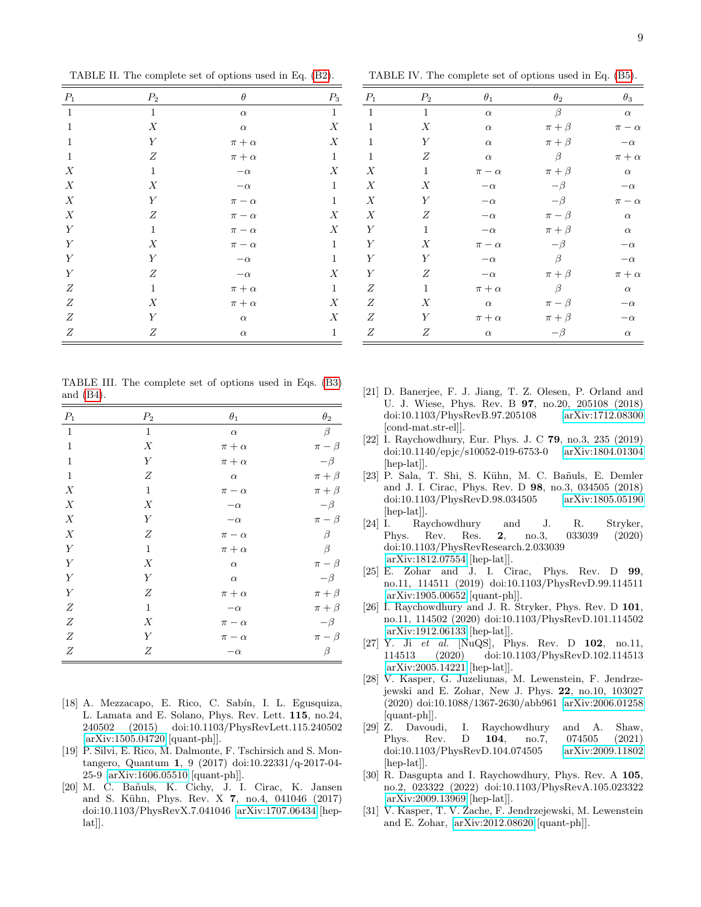TABLE II. The complete set of options used in Eq. (B2).

| $P_1$ | $P_2$ | $\theta$ | $P_3$ |
|---|---|---|---|
| 1 | 1 | $\alpha$ | 1 |
| 1 | $X$ | $\alpha$ | $X$ |
| 1 | $Y$ | $\pi+\alpha$ | $X$ |
| 1 | $Z$ | $\pi+\alpha$ | 1 |
| $X$ | 1 | $-\alpha$ | $X$ |
| $X$ | $X$ | $-\alpha$ | 1 |
| $X$ | $Y$ | $\pi-\alpha$ | 1 |
| $X$ | $Z$ | $\pi-\alpha$ | $X$ |
| $Y$ | 1 | $\pi-\alpha$ | $X$ |
| $Y$ | $X$ | $\pi-\alpha$ | 1 |
| $Y$ | $Y$ | $-\alpha$ | 1 |
| $Y$ | $Z$ | $-\alpha$ | $X$ |
| $Z$ | 1 | $\pi+\alpha$ | 1 |
| $Z$ | $X$ | $\pi+\alpha$ | $X$ |
| $Z$ | $Y$ | $\alpha$ | $X$ |
| $Z$ | $Z$ | $\alpha$ | 1 |

TABLE III. The complete set of options used in Eqs. (B3) and (B4).

| $P_1$ | $P_2$ | $\theta_1$ | $\theta_2$ |
|---|---|---|---|
| 1 | 1 | $\alpha$ | $\beta$ |
| 1 | $X$ | $\pi+\alpha$ | $\pi-\beta$ |
| 1 | $Y$ | $\pi+\alpha$ | $-\beta$ |
| 1 | $Z$ | $\alpha$ | $\pi+\beta$ |
| $X$ | 1 | $\pi-\alpha$ | $\pi+\beta$ |
| $X$ | $X$ | $-\alpha$ | $-\beta$ |
| $X$ | $Y$ | $-\alpha$ | $\pi-\beta$ |
| $X$ | $Z$ | $\pi-\alpha$ | $\beta$ |
| $Y$ | 1 | $\pi+\alpha$ | $\beta$ |
| $Y$ | $X$ | $\alpha$ | $\pi-\beta$ |
| $Y$ | $Y$ | $\alpha$ | $-\beta$ |
| $Y$ | $Z$ | $\pi+\alpha$ | $\pi+\beta$ |
| $Z$ | 1 | $-\alpha$ | $\pi+\beta$ |
| $Z$ | $X$ | $\pi-\alpha$ | $-\beta$ |
| $Z$ | $Y$ | $\pi-\alpha$ | $\pi-\beta$ |
| $Z$ | $Z$ | $-\alpha$ | $\beta$ |

TABLE IV. The complete set of options used in Eq. (B5).

| $P_1$ | $P_2$ | $\theta_1$ | $\theta_2$ | $\theta_3$ |
|---|---|---|---|---|
| 1 | 1 | $\alpha$ | $\beta$ | $\alpha$ |
| 1 | $X$ | $\alpha$ | $\pi+\beta$ | $\pi-\alpha$ |
| 1 | $Y$ | $\alpha$ | $\pi+\beta$ | $-\alpha$ |
| 1 | $Z$ | $\alpha$ | $\beta$ | $\pi+\alpha$ |
| $X$ | 1 | $\pi-\alpha$ | $\pi+\beta$ | $\alpha$ |
| $X$ | $X$ | $-\alpha$ | $-\beta$ | $-\alpha$ |
| $X$ | $Y$ | $-\alpha$ | $-\beta$ | $\pi-\alpha$ |
| $X$ | $Z$ | $-\alpha$ | $\pi-\beta$ | $\alpha$ |
| $Y$ | 1 | $-\alpha$ | $\pi+\beta$ | $\alpha$ |
| $Y$ | $X$ | $\pi-\alpha$ | $-\beta$ | $-\alpha$ |
| $Y$ | $Y$ | $-\alpha$ | $\beta$ | $-\alpha$ |
| $Y$ | $Z$ | $-\alpha$ | $\pi+\beta$ | $\pi+\alpha$ |
| $Z$ | 1 | $\pi+\alpha$ | $\beta$ | $\alpha$ |
| $Z$ | $X$ | $\alpha$ | $\pi-\beta$ | $-\alpha$ |
| $Z$ | $Y$ | $\pi+\alpha$ | $\pi+\beta$ | $-\alpha$ |
| $Z$ | $Z$ | $\alpha$ | $-\beta$ | $\alpha$ |

[18] A. Mezzacapo, E. Rico, C. Sabín, I. L. Egusquiza, L. Lamata and E. Solano, Phys. Rev. Lett. **115**, no.24, 240502 (2015) doi:10.1103/PhysRevLett.115.240502 [arXiv:1505.04720 [quant-ph]].

[19] P. Silvi, E. Rico, M. Dalmonte, F. Tschirsich and S. Montangero, Quantum **1**, 9 (2017) doi:10.22331/q-2017-04-25-9 [arXiv:1606.05510 [quant-ph]].

[20] M. C. Bañuls, K. Cichy, J. I. Cirac, K. Jansen and S. Kühn, Phys. Rev. X **7**, no.4, 041046 (2017) doi:10.1103/PhysRevX.7.041046 [arXiv:1707.06434 [hep-lat]].

[21] D. Banerjee, F. J. Jiang, T. Z. Olesen, P. Orland and U. J. Wiese, Phys. Rev. B **97**, no.20, 205108 (2018) doi:10.1103/PhysRevB.97.205108 [arXiv:1712.08300 [cond-mat.str-el]].

[22] I. Raychowdhury, Eur. Phys. J. C **79**, no.3, 235 (2019) doi:10.1140/epjc/s10052-019-6753-0 [arXiv:1804.01304 [hep-lat]].

[23] P. Sala, T. Shi, S. Kühn, M. C. Bañuls, E. Demler and J. I. Cirac, Phys. Rev. D **98**, no.3, 034505 (2018) doi:10.1103/PhysRevD.98.034505 [arXiv:1805.05190 [hep-lat]].

[24] I. Raychowdhury and J. R. Stryker, Phys. Rev. Res. **2**, no.3, 033039 (2020) doi:10.1103/PhysRevResearch.2.033039 [arXiv:1812.07554 [hep-lat]].

[25] E. Zohar and J. I. Cirac, Phys. Rev. D **99**, no.11, 114511 (2019) doi:10.1103/PhysRevD.99.114511 [arXiv:1905.00652 [quant-ph]].

[26] I. Raychowdhury and J. R. Stryker, Phys. Rev. D **101**, no.11, 114502 (2020) doi:10.1103/PhysRevD.101.114502 [arXiv:1912.06133 [hep-lat]].

[27] Y. Ji *et al.* [NuQS], Phys. Rev. D **102**, no.11, 114513 (2020) doi:10.1103/PhysRevD.102.114513 [arXiv:2005.14221 [hep-lat]].

[28] V. Kasper, G. Juzeliunas, M. Lewenstein, F. Jendrzejewski and E. Zohar, New J. Phys. **22**, no.10, 103027 (2020) doi:10.1088/1367-2630/abb961 [arXiv:2006.01258 [quant-ph]].

[29] Z. Davoudi, I. Raychowdhury and A. Shaw, Phys. Rev. D **104**, no.7, 074505 (2021) doi:10.1103/PhysRevD.104.074505 [arXiv:2009.11802 [hep-lat]].

[30] R. Dasgupta and I. Raychowdhury, Phys. Rev. A **105**, no.2, 023322 (2022) doi:10.1103/PhysRevA.105.023322 [arXiv:2009.13969 [hep-lat]].

[31] V. Kasper, T. V. Zache, F. Jendrzejewski, M. Lewenstein and E. Zohar, [arXiv:2012.08620 [quant-ph]].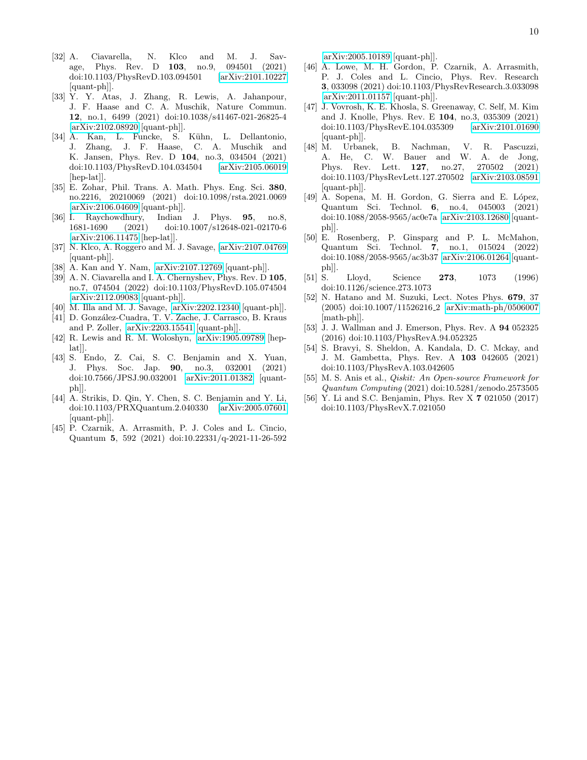[32] A. Ciavarella, N. Klco and M. J. Savage, Phys. Rev. D **103**, no.9, 094501 (2021) doi:10.1103/PhysRevD.103.094501 [arXiv:2101.10227 [quant-ph]].

[33] Y. Y. Atas, J. Zhang, R. Lewis, A. Jahanpour, J. F. Haase and C. A. Muschik, Nature Commun. **12**, no.1, 6499 (2021) doi:10.1038/s41467-021-26825-4 [arXiv:2102.08920 [quant-ph]].

[34] A. Kan, L. Funcke, S. Kühn, L. Dellantonio, J. Zhang, J. F. Haase, C. A. Muschik and K. Jansen, Phys. Rev. D **104**, no.3, 034504 (2021) doi:10.1103/PhysRevD.104.034504 [arXiv:2105.06019 [hep-lat]].

[35] E. Zohar, Phil. Trans. A. Math. Phys. Eng. Sci. **380**, no.2216, 20210069 (2021) doi:10.1098/rsta.2021.0069 [arXiv:2106.04609 [quant-ph]].

[36] I. Raychowdhury, Indian J. Phys. **95**, no.8, 1681-1690 (2021) doi:10.1007/s12648-021-02170-6 [arXiv:2106.11475 [hep-lat]].

[37] N. Klco, A. Roggero and M. J. Savage, [arXiv:2107.04769 [quant-ph]].

[38] A. Kan and Y. Nam, [arXiv:2107.12769 [quant-ph]].

[39] A. N. Ciavarella and I. A. Chernyshev, Phys. Rev. D **105**, no.7, 074504 (2022) doi:10.1103/PhysRevD.105.074504 [arXiv:2112.09083 [quant-ph]].

[40] M. Illa and M. J. Savage, [arXiv:2202.12340 [quant-ph]].

[41] D. González-Cuadra, T. V. Zache, J. Carrasco, B. Kraus and P. Zoller, [arXiv:2203.15541 [quant-ph]].

[42] R. Lewis and R. M. Woloshyn, [arXiv:1905.09789 [hep-lat]].

[43] S. Endo, Z. Cai, S. C. Benjamin and X. Yuan, J. Phys. Soc. Jap. **90**, no.3, 032001 (2021) doi:10.7566/JPSJ.90.032001 [arXiv:2011.01382 [quant-ph]].

[44] A. Strikis, D. Qin, Y. Chen, S. C. Benjamin and Y. Li, doi:10.1103/PRXQuantum.2.040330 [arXiv:2005.07601 [quant-ph]].

[45] P. Czarnik, A. Arrasmith, P. J. Coles and L. Cincio, Quantum **5**, 592 (2021) doi:10.22331/q-2021-11-26-592 [arXiv:2005.10189 [quant-ph]].

[46] A. Lowe, M. H. Gordon, P. Czarnik, A. Arrasmith, P. J. Coles and L. Cincio, Phys. Rev. Research **3**, 033098 (2021) doi:10.1103/PhysRevResearch.3.033098 [arXiv:2011.01157 [quant-ph]].

[47] J. Vovrosh, K. E. Khosla, S. Greenaway, C. Self, M. Kim and J. Knolle, Phys. Rev. E **104**, no.3, 035309 (2021) doi:10.1103/PhysRevE.104.035309 [arXiv:2101.01690 [quant-ph]].

[48] M. Urbanek, B. Nachman, V. R. Pascuzzi, A. He, C. W. Bauer and W. A. de Jong, Phys. Rev. Lett. **127**, no.27, 270502 (2021) doi:10.1103/PhysRevLett.127.270502 [arXiv:2103.08591 [quant-ph]].

[49] A. Sopena, M. H. Gordon, G. Sierra and E. López, Quantum Sci. Technol. **6**, no.4, 045003 (2021) doi:10.1088/2058-9565/ac0e7a [arXiv:2103.12680 [quant-ph]].

[50] E. Rosenberg, P. Ginsparg and P. L. McMahon, Quantum Sci. Technol. **7**, no.1, 015024 (2022) doi:10.1088/2058-9565/ac3b37 [arXiv:2106.01264 [quant-ph]].

[51] S. Lloyd, Science **273**, 1073 (1996) doi:10.1126/science.273.1073

[52] N. Hatano and M. Suzuki, Lect. Notes Phys. **679**, 37 (2005) doi:10.1007/11526216_2 [arXiv:math-ph/0506007 [math-ph]].

[53] J. J. Wallman and J. Emerson, Phys. Rev. A **94** 052325 (2016) doi:10.1103/PhysRevA.94.052325

[54] S. Bravyi, S. Sheldon, A. Kandala, D. C. Mckay, and J. M. Gambetta, Phys. Rev. A **103** 042605 (2021) doi:10.1103/PhysRevA.103.042605

[55] M. S. Anis et al., *Qiskit: An Open-source Framework for Quantum Computing* (2021) doi:10.5281/zenodo.2573505

[56] Y. Li and S.C. Benjamin, Phys. Rev X **7** 021050 (2017) doi:10.1103/PhysRevX.7.021050